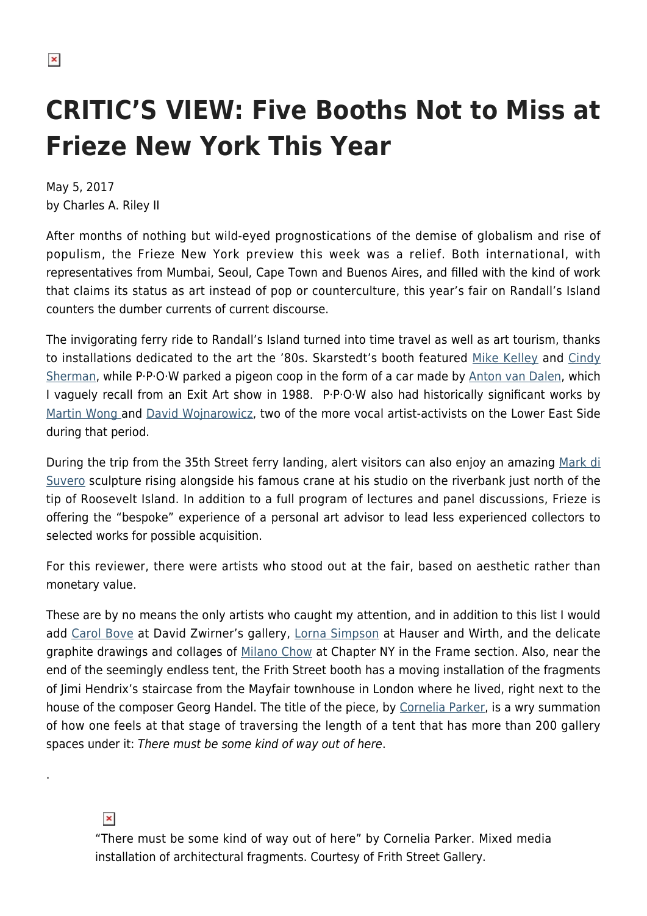# CRITIC'S VIEW: Five Booths Not to Miss at Frieze New York This Year

May 5, 2017
by Charles A. Riley II

After months of nothing but wild-eyed prognostications of the demise of globalism and rise of populism, the Frieze New York preview this week was a relief. Both international, with representatives from Mumbai, Seoul, Cape Town and Buenos Aires, and filled with the kind of work that claims its status as art instead of pop or counterculture, this year's fair on Randall's Island counters the dumber currents of current discourse.

The invigorating ferry ride to Randall's Island turned into time travel as well as art tourism, thanks to installations dedicated to the art the '80s. Skarstedt's booth featured Mike Kelley and Cindy Sherman, while P·P·O·W parked a pigeon coop in the form of a car made by Anton van Dalen, which I vaguely recall from an Exit Art show in 1988. P·P·O·W also had historically significant works by Martin Wong and David Wojnarowicz, two of the more vocal artist-activists on the Lower East Side during that period.

During the trip from the 35th Street ferry landing, alert visitors can also enjoy an amazing Mark di Suvero sculpture rising alongside his famous crane at his studio on the riverbank just north of the tip of Roosevelt Island. In addition to a full program of lectures and panel discussions, Frieze is offering the "bespoke" experience of a personal art advisor to lead less experienced collectors to selected works for possible acquisition.

For this reviewer, there were artists who stood out at the fair, based on aesthetic rather than monetary value.

These are by no means the only artists who caught my attention, and in addition to this list I would add Carol Bove at David Zwirner's gallery, Lorna Simpson at Hauser and Wirth, and the delicate graphite drawings and collages of Milano Chow at Chapter NY in the Frame section. Also, near the end of the seemingly endless tent, the Frith Street booth has a moving installation of the fragments of Jimi Hendrix's staircase from the Mayfair townhouse in London where he lived, right next to the house of the composer Georg Handel. The title of the piece, by Cornelia Parker, is a wry summation of how one feels at that stage of traversing the length of a tent that has more than 200 gallery spaces under it: *There must be some kind of way out of here*.

.

"There must be some kind of way out of here" by Cornelia Parker. Mixed media installation of architectural fragments. Courtesy of Frith Street Gallery.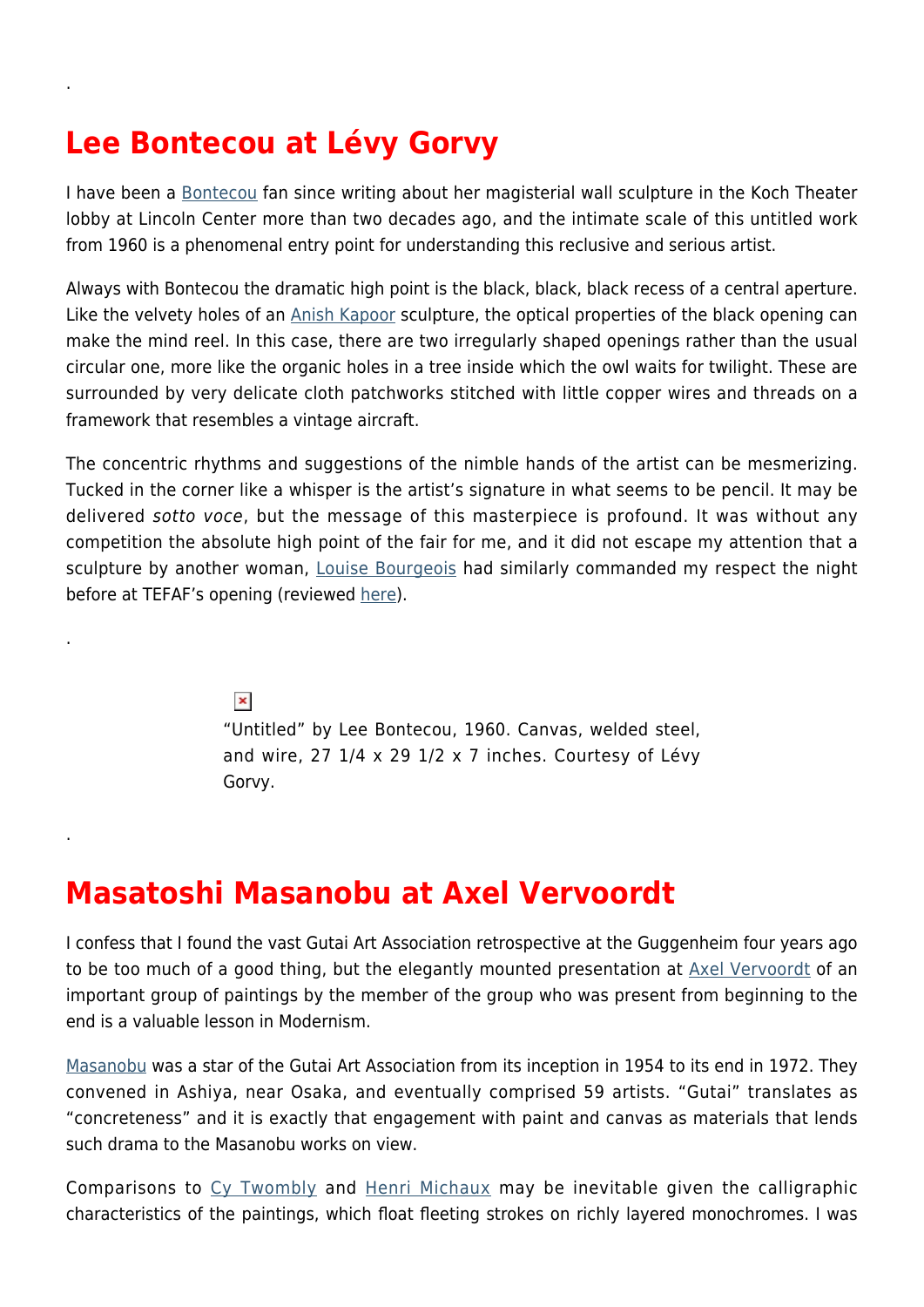## Lee Bontecou at Lévy Gorvy

I have been a Bontecou fan since writing about her magisterial wall sculpture in the Koch Theater lobby at Lincoln Center more than two decades ago, and the intimate scale of this untitled work from 1960 is a phenomenal entry point for understanding this reclusive and serious artist.

Always with Bontecou the dramatic high point is the black, black, black recess of a central aperture. Like the velvety holes of an Anish Kapoor sculpture, the optical properties of the black opening can make the mind reel. In this case, there are two irregularly shaped openings rather than the usual circular one, more like the organic holes in a tree inside which the owl waits for twilight. These are surrounded by very delicate cloth patchworks stitched with little copper wires and threads on a framework that resembles a vintage aircraft.

The concentric rhythms and suggestions of the nimble hands of the artist can be mesmerizing. Tucked in the corner like a whisper is the artist's signature in what seems to be pencil. It may be delivered *sotto voce*, but the message of this masterpiece is profound. It was without any competition the absolute high point of the fair for me, and it did not escape my attention that a sculpture by another woman, Louise Bourgeois had similarly commanded my respect the night before at TEFAF's opening (reviewed here).

"Untitled" by Lee Bontecou, 1960. Canvas, welded steel, and wire, 27 1/4 x 29 1/2 x 7 inches. Courtesy of Lévy Gorvy.

## Masatoshi Masanobu at Axel Vervoordt

I confess that I found the vast Gutai Art Association retrospective at the Guggenheim four years ago to be too much of a good thing, but the elegantly mounted presentation at Axel Vervoordt of an important group of paintings by the member of the group who was present from beginning to the end is a valuable lesson in Modernism.

Masanobu was a star of the Gutai Art Association from its inception in 1954 to its end in 1972. They convened in Ashiya, near Osaka, and eventually comprised 59 artists. "Gutai" translates as "concreteness" and it is exactly that engagement with paint and canvas as materials that lends such drama to the Masanobu works on view.

Comparisons to Cy Twombly and Henri Michaux may be inevitable given the calligraphic characteristics of the paintings, which float fleeting strokes on richly layered monochromes. I was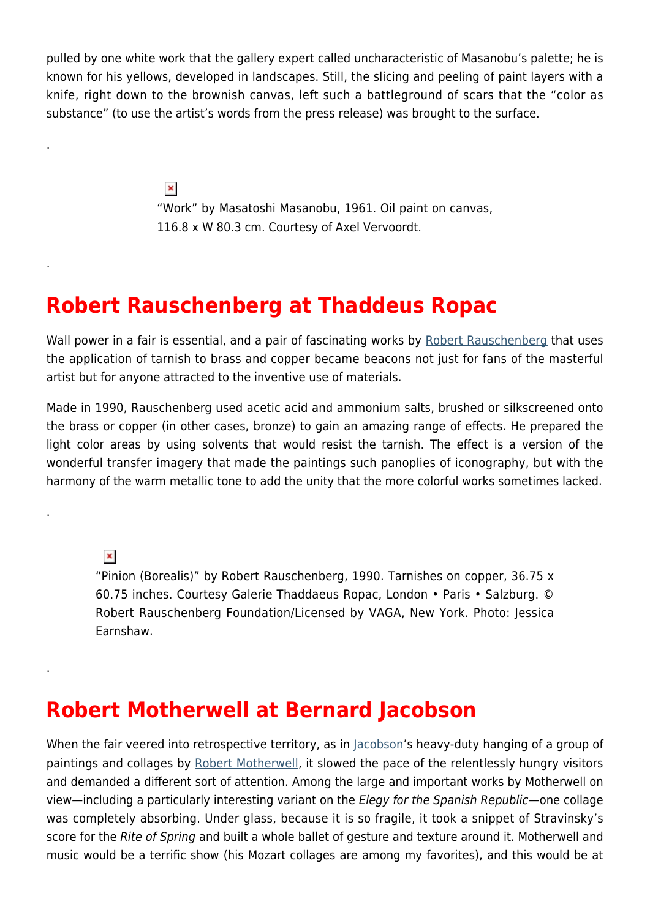pulled by one white work that the gallery expert called uncharacteristic of Masanobu's palette; he is known for his yellows, developed in landscapes. Still, the slicing and peeling of paint layers with a knife, right down to the brownish canvas, left such a battleground of scars that the "color as substance" (to use the artist's words from the press release) was brought to the surface.

.

"Work" by Masatoshi Masanobu, 1961. Oil paint on canvas, 116.8 x W 80.3 cm. Courtesy of Axel Vervoordt.

.

## Robert Rauschenberg at Thaddeus Ropac

Wall power in a fair is essential, and a pair of fascinating works by Robert Rauschenberg that uses the application of tarnish to brass and copper became beacons not just for fans of the masterful artist but for anyone attracted to the inventive use of materials.

Made in 1990, Rauschenberg used acetic acid and ammonium salts, brushed or silkscreened onto the brass or copper (in other cases, bronze) to gain an amazing range of effects. He prepared the light color areas by using solvents that would resist the tarnish. The effect is a version of the wonderful transfer imagery that made the paintings such panoplies of iconography, but with the harmony of the warm metallic tone to add the unity that the more colorful works sometimes lacked.

.

"Pinion (Borealis)" by Robert Rauschenberg, 1990. Tarnishes on copper, 36.75 x 60.75 inches. Courtesy Galerie Thaddaeus Ropac, London • Paris • Salzburg. © Robert Rauschenberg Foundation/Licensed by VAGA, New York. Photo: Jessica Earnshaw.

.

## Robert Motherwell at Bernard Jacobson

When the fair veered into retrospective territory, as in Jacobson's heavy-duty hanging of a group of paintings and collages by Robert Motherwell, it slowed the pace of the relentlessly hungry visitors and demanded a different sort of attention. Among the large and important works by Motherwell on view—including a particularly interesting variant on the *Elegy for the Spanish Republic*—one collage was completely absorbing. Under glass, because it is so fragile, it took a snippet of Stravinsky's score for the *Rite of Spring* and built a whole ballet of gesture and texture around it. Motherwell and music would be a terrific show (his Mozart collages are among my favorites), and this would be at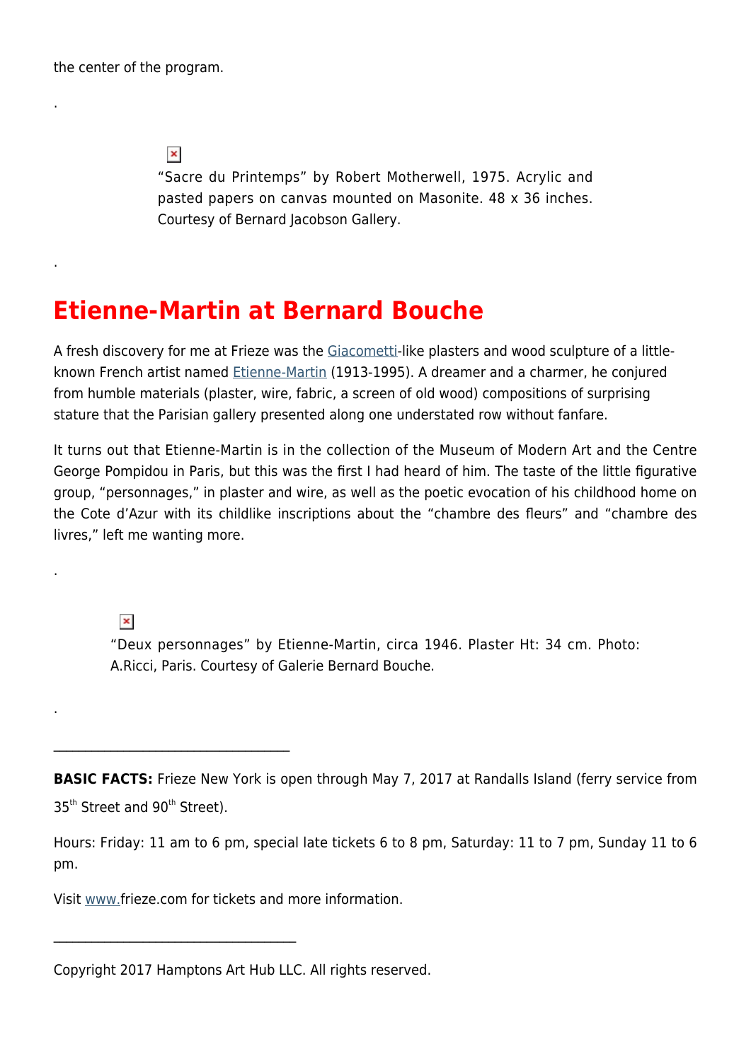the center of the program.

.

"Sacre du Printemps" by Robert Motherwell, 1975. Acrylic and pasted papers on canvas mounted on Masonite. 48 x 36 inches. Courtesy of Bernard Jacobson Gallery.

.

## Etienne-Martin at Bernard Bouche

A fresh discovery for me at Frieze was the Giacometti-like plasters and wood sculpture of a little-known French artist named Etienne-Martin (1913-1995). A dreamer and a charmer, he conjured from humble materials (plaster, wire, fabric, a screen of old wood) compositions of surprising stature that the Parisian gallery presented along one understated row without fanfare.

It turns out that Etienne-Martin is in the collection of the Museum of Modern Art and the Centre George Pompidou in Paris, but this was the first I had heard of him. The taste of the little figurative group, "personnages," in plaster and wire, as well as the poetic evocation of his childhood home on the Cote d'Azur with its childlike inscriptions about the "chambre des fleurs" and "chambre des livres," left me wanting more.

.

"Deux personnages" by Etienne-Martin, circa 1946. Plaster Ht: 34 cm. Photo: A.Ricci, Paris. Courtesy of Galerie Bernard Bouche.

.

---

**BASIC FACTS:** Frieze New York is open through May 7, 2017 at Randalls Island (ferry service from 35th Street and 90th Street).

Hours: Friday: 11 am to 6 pm, special late tickets 6 to 8 pm, Saturday: 11 to 7 pm, Sunday 11 to 6 pm.

Visit www.frieze.com for tickets and more information.

---

Copyright 2017 Hamptons Art Hub LLC. All rights reserved.